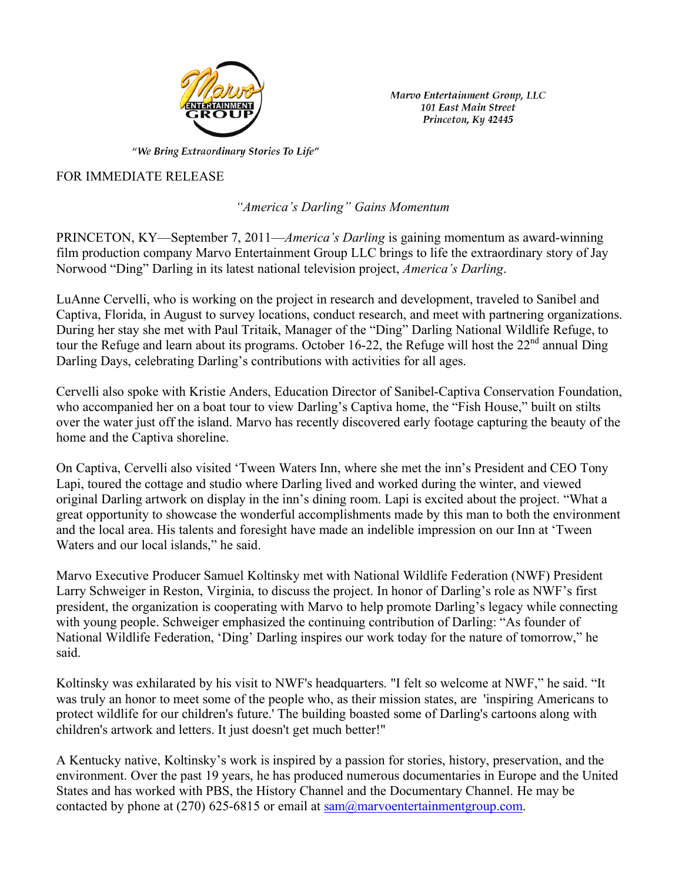Marvo Entertainment Group, LLC
101 East Main Street
Princeton, Ky 42445

*"We Bring Extraordinary Stories To Life"*

FOR IMMEDIATE RELEASE

## *"America's Darling" Gains Momentum*

PRINCETON, KY—September 7, 2011—*America's Darling* is gaining momentum as award-winning film production company Marvo Entertainment Group LLC brings to life the extraordinary story of Jay Norwood "Ding" Darling in its latest national television project, *America's Darling*.

LuAnne Cervelli, who is working on the project in research and development, traveled to Sanibel and Captiva, Florida, in August to survey locations, conduct research, and meet with partnering organizations. During her stay she met with Paul Tritaik, Manager of the "Ding" Darling National Wildlife Refuge, to tour the Refuge and learn about its programs. October 16-22, the Refuge will host the 22nd annual Ding Darling Days, celebrating Darling's contributions with activities for all ages.

Cervelli also spoke with Kristie Anders, Education Director of Sanibel-Captiva Conservation Foundation, who accompanied her on a boat tour to view Darling's Captiva home, the "Fish House," built on stilts over the water just off the island. Marvo has recently discovered early footage capturing the beauty of the home and the Captiva shoreline.

On Captiva, Cervelli also visited 'Tween Waters Inn, where she met the inn's President and CEO Tony Lapi, toured the cottage and studio where Darling lived and worked during the winter, and viewed original Darling artwork on display in the inn's dining room. Lapi is excited about the project. "What a great opportunity to showcase the wonderful accomplishments made by this man to both the environment and the local area. His talents and foresight have made an indelible impression on our Inn at 'Tween Waters and our local islands," he said.

Marvo Executive Producer Samuel Koltinsky met with National Wildlife Federation (NWF) President Larry Schweiger in Reston, Virginia, to discuss the project. In honor of Darling's role as NWF's first president, the organization is cooperating with Marvo to help promote Darling's legacy while connecting with young people. Schweiger emphasized the continuing contribution of Darling: "As founder of National Wildlife Federation, 'Ding' Darling inspires our work today for the nature of tomorrow," he said.

Koltinsky was exhilarated by his visit to NWF's headquarters. "I felt so welcome at NWF," he said. "It was truly an honor to meet some of the people who, as their mission states, are 'inspiring Americans to protect wildlife for our children's future.' The building boasted some of Darling's cartoons along with children's artwork and letters. It just doesn't get much better!"

A Kentucky native, Koltinsky's work is inspired by a passion for stories, history, preservation, and the environment. Over the past 19 years, he has produced numerous documentaries in Europe and the United States and has worked with PBS, the History Channel and the Documentary Channel. He may be contacted by phone at (270) 625-6815 or email at sam@marvoentertainmentgroup.com.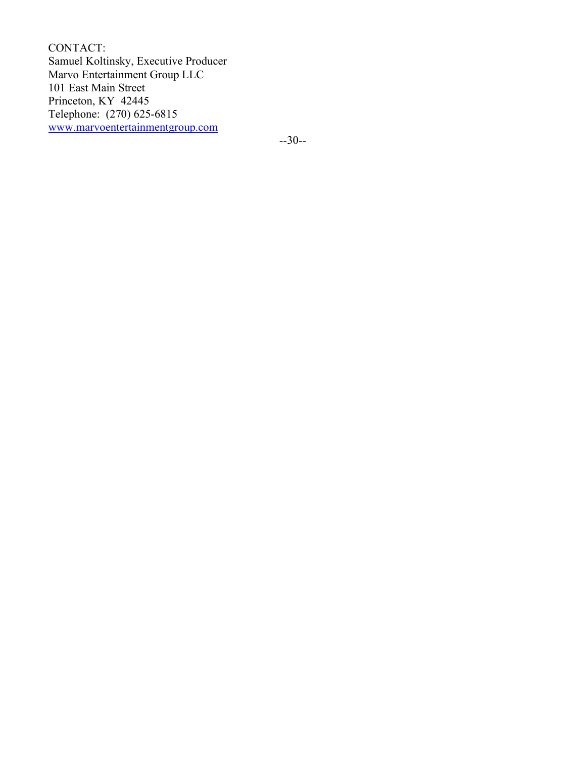CONTACT:
Samuel Koltinsky, Executive Producer
Marvo Entertainment Group LLC
101 East Main Street
Princeton, KY 42445
Telephone: (270) 625-6815
www.marvoentertainmentgroup.com

--30--